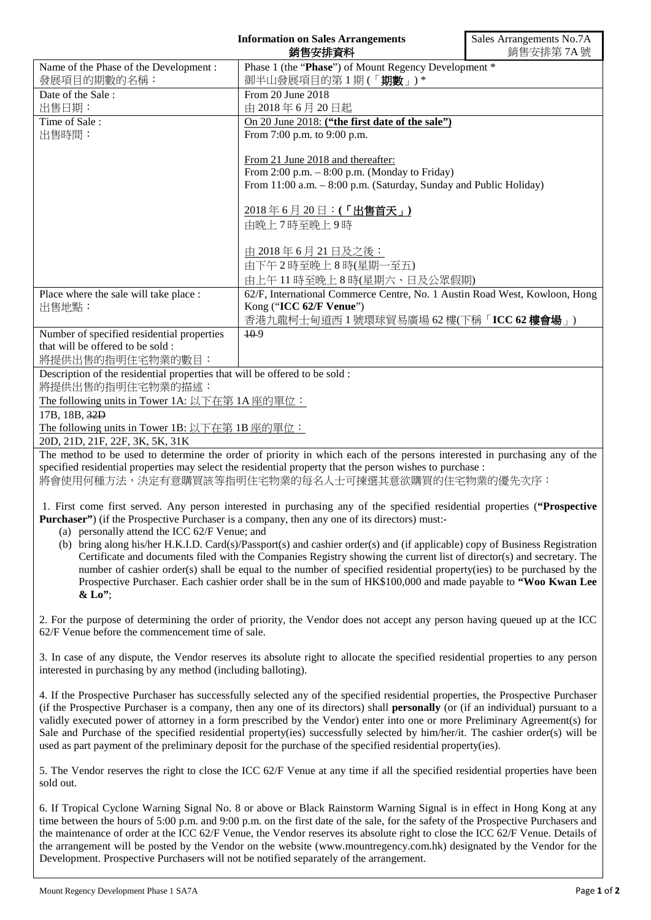**Information on Sales Arrangements**
**銷售安排資料**

Sales Arrangements No.7A
銷售安排第 7A 號

| | |
|---|---|
| Name of the Phase of the Development : 發展項目的期數的名稱： | Phase 1 (the "**Phase**") of Mount Regency Development * 御半山發展項目的第 1 期 (「**期數**」) * |
| Date of the Sale : 出售日期： | From 20 June 2018 由 2018 年 6 月 20 日起 |
| Time of Sale : 出售時間： | On 20 June 2018: **("the first date of the sale")**<br>From 7:00 p.m. to 9:00 p.m.<br><br>From 21 June 2018 and thereafter:<br>From 2:00 p.m. – 8:00 p.m. (Monday to Friday)<br>From 11:00 a.m. – 8:00 p.m. (Saturday, Sunday and Public Holiday)<br><br>2018 年 6 月 20 日：**(「出售首天」)**<br>由晚上 7 時至晚上 9 時<br><br>由 2018 年 6 月 21 日及之後：<br>由下午 2 時至晚上 8 時(星期一至五)<br>由上午 11 時至晚上 8 時(星期六、日及公眾假期) |
| Place where the sale will take place : 出售地點： | 62/F, International Commerce Centre, No. 1 Austin Road West, Kowloon, Hong Kong ("**ICC 62/F Venue**")<br>香港九龍柯士甸道西 1 號環球貿易廣場 62 樓(下稱「**ICC 62 樓會場**」) |
| Number of specified residential properties that will be offered to be sold : 將提供出售的指明住宅物業的數目： | ~~10~~ 9 |

Description of the residential properties that will be offered to be sold :
將提供出售的指明住宅物業的描述：

The following units in Tower 1A: 以下在第 1A 座的單位：
17B, 18B, ~~32D~~

The following units in Tower 1B: 以下在第 1B 座的單位：
20D, 21D, 21F, 22F, 3K, 5K, 31K

The method to be used to determine the order of priority in which each of the persons interested in purchasing any of the specified residential properties may select the residential property that the person wishes to purchase :
將會使用何種方法，決定有意購買該等指明住宅物業的每名人士可揀選其意欲購買的住宅物業的優先次序：

1. First come first served. Any person interested in purchasing any of the specified residential properties (**"Prospective Purchaser"**) (if the Prospective Purchaser is a company, then any one of its directors) must:-
   (a) personally attend the ICC 62/F Venue; and
   (b) bring along his/her H.K.I.D. Card(s)/Passport(s) and cashier order(s) and (if applicable) copy of Business Registration Certificate and documents filed with the Companies Registry showing the current list of director(s) and secretary. The number of cashier order(s) shall be equal to the number of specified residential property(ies) to be purchased by the Prospective Purchaser. Each cashier order shall be in the sum of HK$100,000 and made payable to **"Woo Kwan Lee & Lo"**;

2. For the purpose of determining the order of priority, the Vendor does not accept any person having queued up at the ICC 62/F Venue before the commencement time of sale.

3. In case of any dispute, the Vendor reserves its absolute right to allocate the specified residential properties to any person interested in purchasing by any method (including balloting).

4. If the Prospective Purchaser has successfully selected any of the specified residential properties, the Prospective Purchaser (if the Prospective Purchaser is a company, then any one of its directors) shall **personally** (or (if an individual) pursuant to a validly executed power of attorney in a form prescribed by the Vendor) enter into one or more Preliminary Agreement(s) for Sale and Purchase of the specified residential property(ies) successfully selected by him/her/it. The cashier order(s) will be used as part payment of the preliminary deposit for the purchase of the specified residential property(ies).

5. The Vendor reserves the right to close the ICC 62/F Venue at any time if all the specified residential properties have been sold out.

6. If Tropical Cyclone Warning Signal No. 8 or above or Black Rainstorm Warning Signal is in effect in Hong Kong at any time between the hours of 5:00 p.m. and 9:00 p.m. on the first date of the sale, for the safety of the Prospective Purchasers and the maintenance of order at the ICC 62/F Venue, the Vendor reserves its absolute right to close the ICC 62/F Venue. Details of the arrangement will be posted by the Vendor on the website (www.mountregency.com.hk) designated by the Vendor for the Development. Prospective Purchasers will not be notified separately of the arrangement.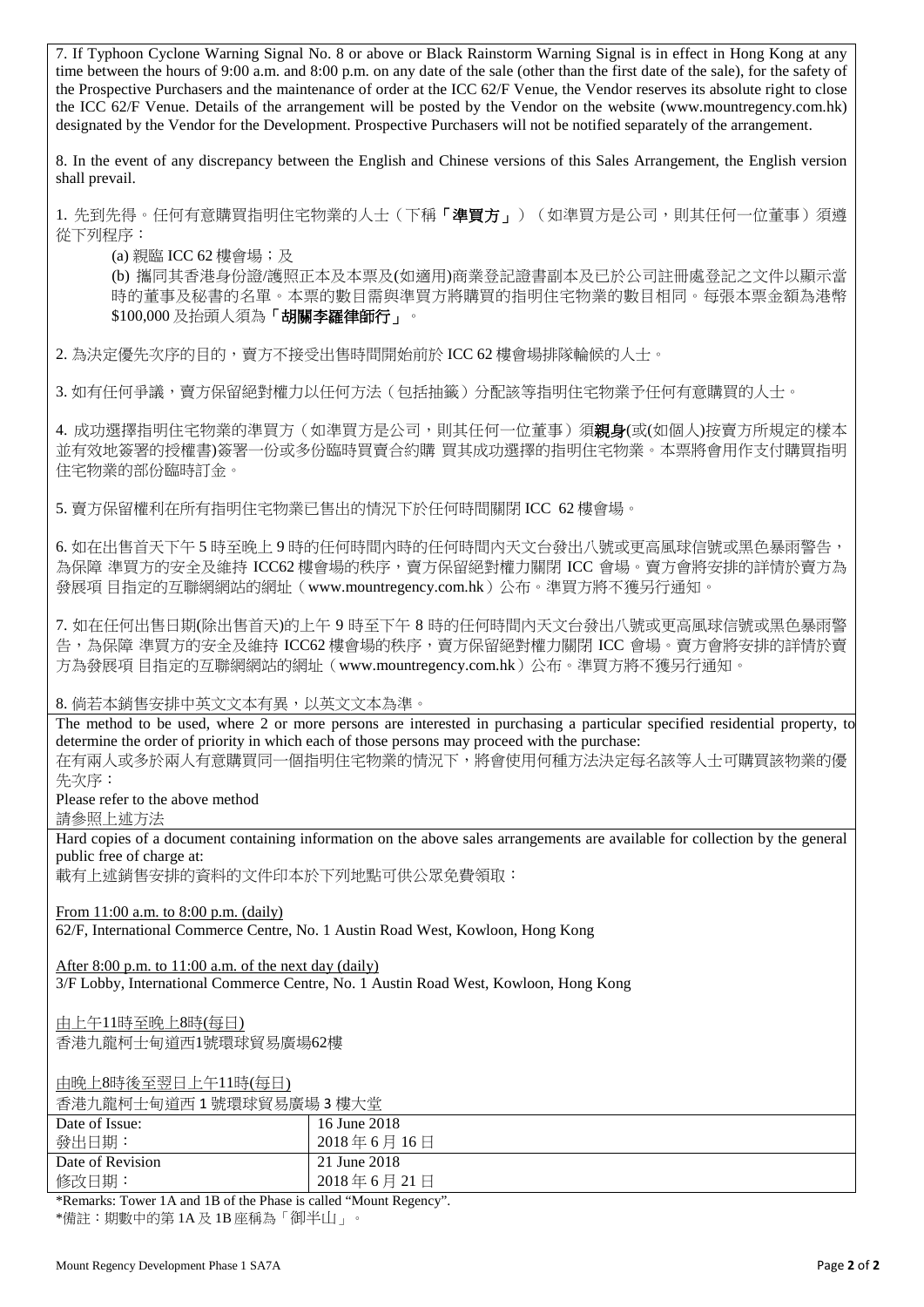7. If Typhoon Cyclone Warning Signal No. 8 or above or Black Rainstorm Warning Signal is in effect in Hong Kong at any time between the hours of 9:00 a.m. and 8:00 p.m. on any date of the sale (other than the first date of the sale), for the safety of the Prospective Purchasers and the maintenance of order at the ICC 62/F Venue, the Vendor reserves its absolute right to close the ICC 62/F Venue. Details of the arrangement will be posted by the Vendor on the website (www.mountregency.com.hk) designated by the Vendor for the Development. Prospective Purchasers will not be notified separately of the arrangement.

8. In the event of any discrepancy between the English and Chinese versions of this Sales Arrangement, the English version shall prevail.

1. 先到先得。任何有意購買指明住宅物業的人士（下稱**「準買方」**）（如準買方是公司，則其任何一位董事）須遵從下列程序：

(a) 親臨 ICC 62 樓會場；及

(b) 攜同其香港身份證/護照正本及本票及(如適用)商業登記證書副本及已於公司註冊處登記之文件以顯示當時的董事及秘書的名單。本票的數目需與準買方將購買的指明住宅物業的數目相同。每張本票金額為港幣$100,000 及抬頭人須為**「胡關李羅律師行」**。

2. 為決定優先次序的目的，賣方不接受出售時間開始前於 ICC 62 樓會場排隊輪候的人士。

3. 如有任何爭議，賣方保留絕對權力以任何方法（包括抽籤）分配該等指明住宅物業予任何有意購買的人士。

4. 成功選擇指明住宅物業的準買方（如準買方是公司，則其任何一位董事）須**親身**(或(如個人)按賣方所規定的樣本並有效地簽署的授權書)簽署一份或多份臨時買賣合約購 買其成功選擇的指明住宅物業。本票將會用作支付購買指明住宅物業的部份臨時訂金。

5. 賣方保留權利在所有指明住宅物業已售出的情況下於任何時間關閉 ICC 62 樓會場。

6. 如在出售首天下午 5 時至晚上 9 時的任何時間內時的任何時間內天文台發出八號或更高風球信號或黑色暴雨警告，為保障 準買方的安全及維持 ICC62 樓會場的秩序，賣方保留絕對權力關閉 ICC 會場。賣方會將安排的詳情於賣方為發展項 目指定的互聯網網站的網址（www.mountregency.com.hk）公布。準買方將不獲另行通知。

7. 如在任何出售日期(除出售首天)的上午 9 時至下午 8 時的任何時間內天文台發出八號或更高風球信號或黑色暴雨警告，為保障 準買方的安全及維持 ICC62 樓會場的秩序，賣方保留絕對權力關閉 ICC 會場。賣方會將安排的詳情於賣方為發展項 目指定的互聯網網站的網址（www.mountregency.com.hk）公布。準買方將不獲另行通知。

8. 倘若本銷售安排中英文文本有異，以英文文本為準。

The method to be used, where 2 or more persons are interested in purchasing a particular specified residential property, to determine the order of priority in which each of those persons may proceed with the purchase:
在有兩人或多於兩人有意購買同一個指明住宅物業的情況下，將會使用何種方法決定每名該等人士可購買該物業的優先次序：

Please refer to the above method
請參照上述方法

Hard copies of a document containing information on the above sales arrangements are available for collection by the general public free of charge at:
載有上述銷售安排的資料的文件印本於下列地點可供公眾免費領取：

From 11:00 a.m. to 8:00 p.m. (daily)
62/F, International Commerce Centre, No. 1 Austin Road West, Kowloon, Hong Kong

After 8:00 p.m. to 11:00 a.m. of the next day (daily)
3/F Lobby, International Commerce Centre, No. 1 Austin Road West, Kowloon, Hong Kong

由上午11時至晚上8時(每日)
香港九龍柯士甸道西1號環球貿易廣場62樓

由晚上8時後至翌日上午11時(每日)
香港九龍柯士甸道西 1 號環球貿易廣場 3 樓大堂

| | |
|---|---|
| Date of Issue:<br>發出日期： | 16 June 2018<br>2018 年 6 月 16 日 |
| Date of Revision<br>修改日期： | 21 June 2018<br>2018 年 6 月 21 日 |

*Remarks: Tower 1A and 1B of the Phase is called "Mount Regency".
*備註：期數中的第 1A 及 1B 座稱為「御半山」。